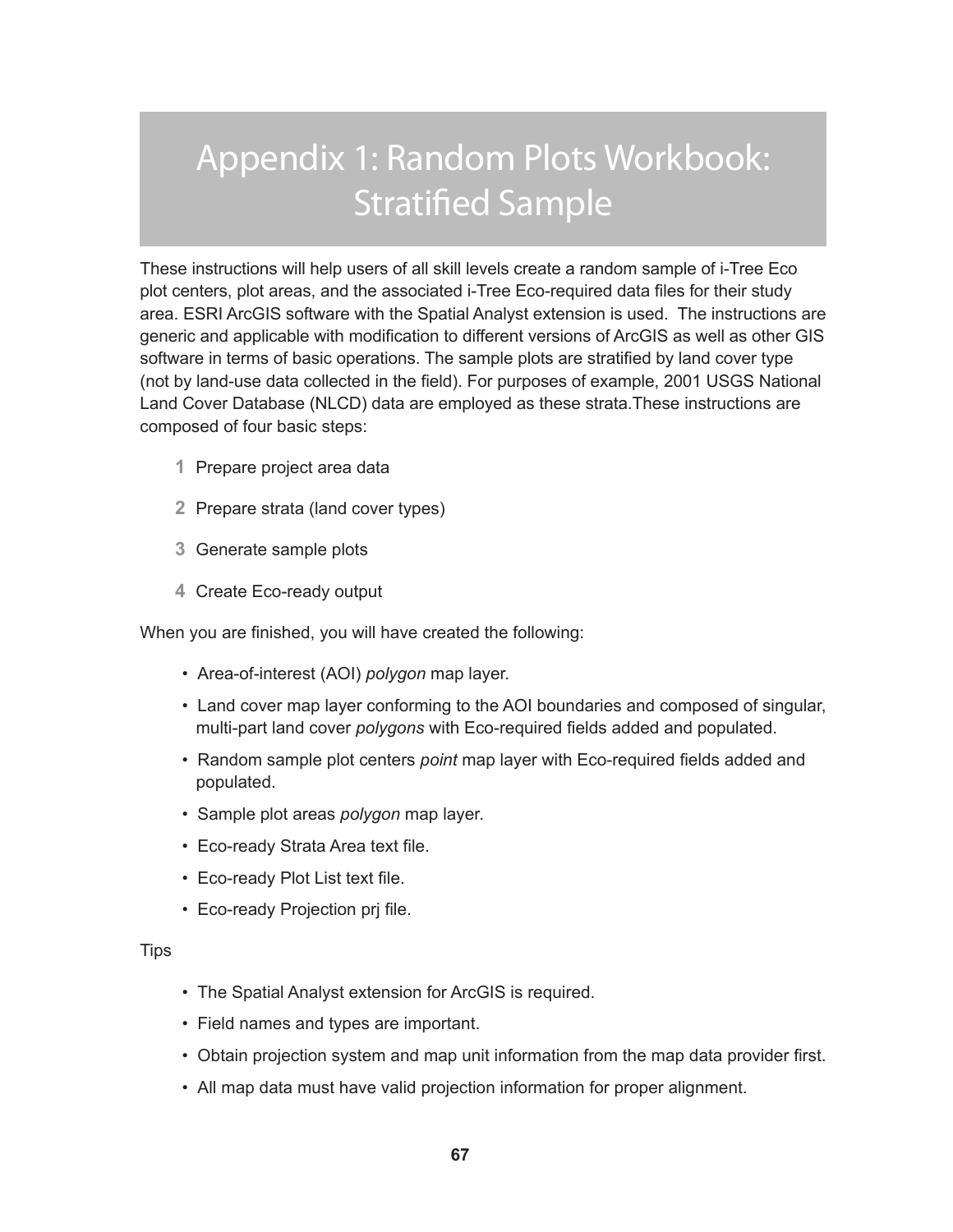# Appendix 1: Random Plots Workbook: Stratified Sample

These instructions will help users of all skill levels create a random sample of i-Tree Eco plot centers, plot areas, and the associated i-Tree Eco-required data files for their study area. ESRI ArcGIS software with the Spatial Analyst extension is used. The instructions are generic and applicable with modification to different versions of ArcGIS as well as other GIS software in terms of basic operations. The sample plots are stratified by land cover type (not by land-use data collected in the field). For purposes of example, 2001 USGS National Land Cover Database (NLCD) data are employed as these strata.These instructions are composed of four basic steps:

1. Prepare project area data
2. Prepare strata (land cover types)
3. Generate sample plots
4. Create Eco-ready output

When you are finished, you will have created the following:

- Area-of-interest (AOI) *polygon* map layer.
- Land cover map layer conforming to the AOI boundaries and composed of singular, multi-part land cover *polygons* with Eco-required fields added and populated.
- Random sample plot centers *point* map layer with Eco-required fields added and populated.
- Sample plot areas *polygon* map layer.
- Eco-ready Strata Area text file.
- Eco-ready Plot List text file.
- Eco-ready Projection prj file.

Tips

- The Spatial Analyst extension for ArcGIS is required.
- Field names and types are important.
- Obtain projection system and map unit information from the map data provider first.
- All map data must have valid projection information for proper alignment.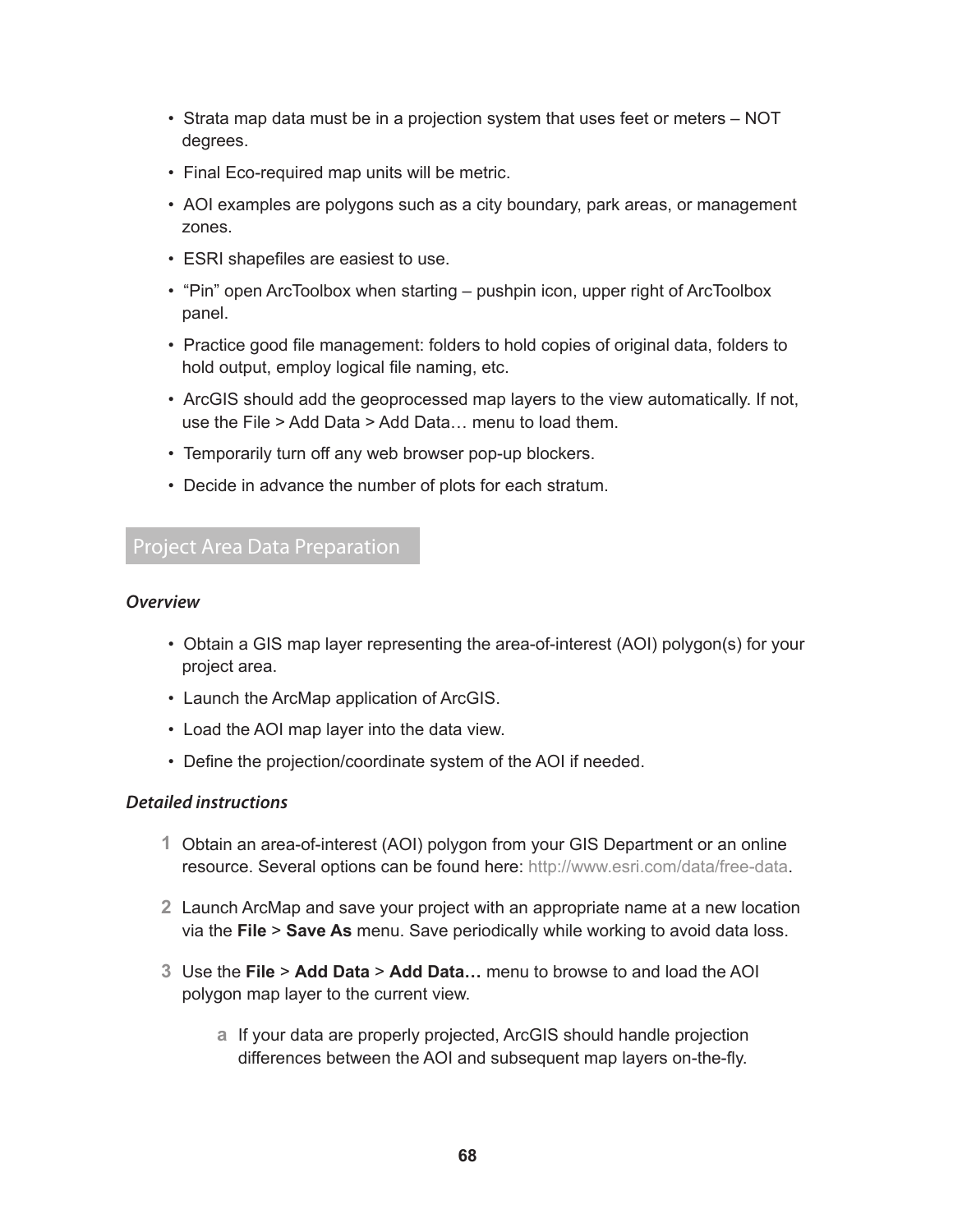- Strata map data must be in a projection system that uses feet or meters – NOT degrees.
- Final Eco-required map units will be metric.
- AOI examples are polygons such as a city boundary, park areas, or management zones.
- ESRI shapefiles are easiest to use.
- "Pin" open ArcToolbox when starting – pushpin icon, upper right of ArcToolbox panel.
- Practice good file management: folders to hold copies of original data, folders to hold output, employ logical file naming, etc.
- ArcGIS should add the geoprocessed map layers to the view automatically. If not, use the File > Add Data > Add Data… menu to load them.
- Temporarily turn off any web browser pop-up blockers.
- Decide in advance the number of plots for each stratum.

## Project Area Data Preparation

### *Overview*

- Obtain a GIS map layer representing the area-of-interest (AOI) polygon(s) for your project area.
- Launch the ArcMap application of ArcGIS.
- Load the AOI map layer into the data view.
- Define the projection/coordinate system of the AOI if needed.

### *Detailed instructions*

1. Obtain an area-of-interest (AOI) polygon from your GIS Department or an online resource. Several options can be found here: http://www.esri.com/data/free-data.

2. Launch ArcMap and save your project with an appropriate name at a new location via the **File** > **Save As** menu. Save periodically while working to avoid data loss.

3. Use the **File** > **Add Data** > **Add Data…** menu to browse to and load the AOI polygon map layer to the current view.

   a. If your data are properly projected, ArcGIS should handle projection differences between the AOI and subsequent map layers on-the-fly.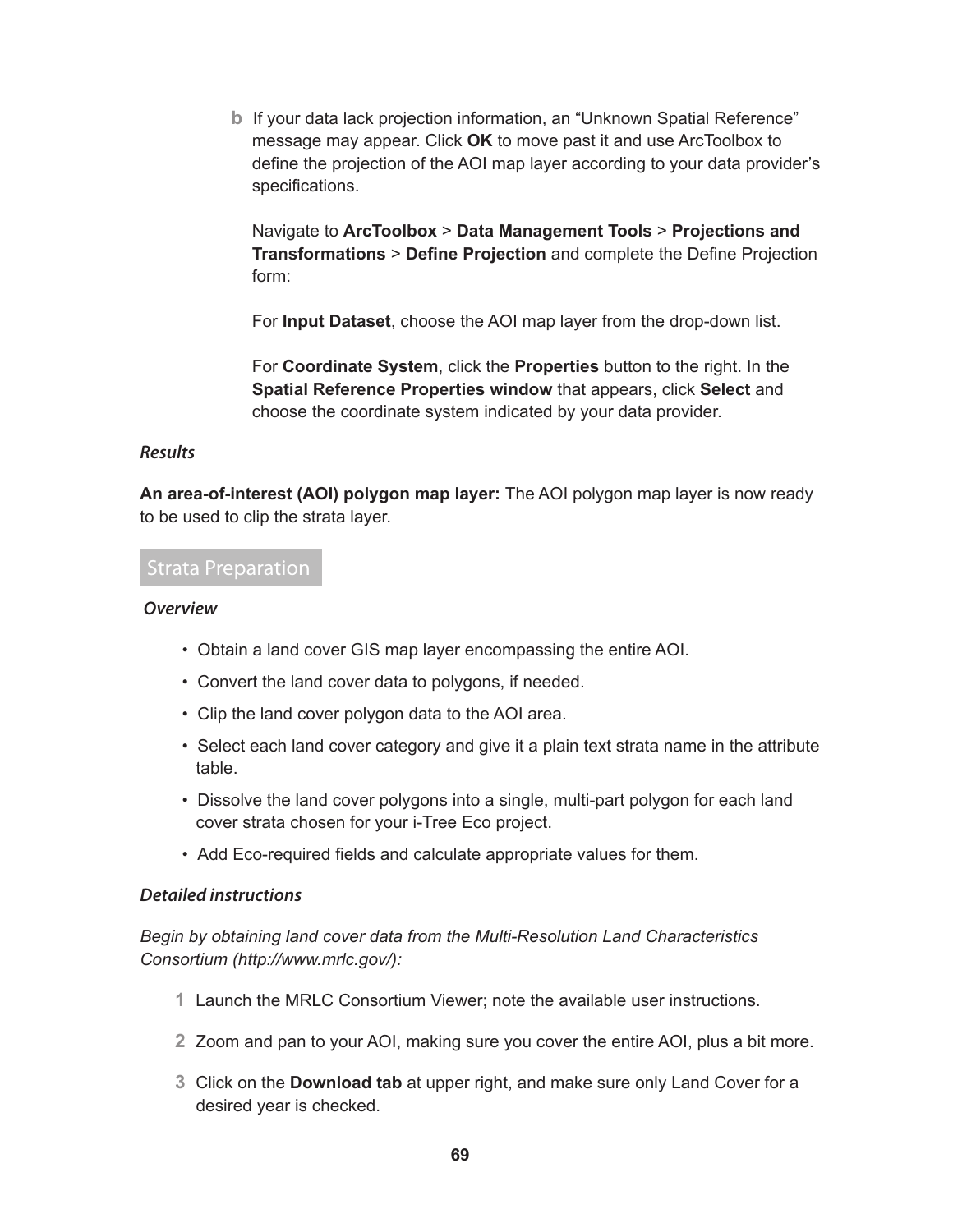**b** If your data lack projection information, an "Unknown Spatial Reference" message may appear. Click **OK** to move past it and use ArcToolbox to define the projection of the AOI map layer according to your data provider's specifications.

Navigate to **ArcToolbox** > **Data Management Tools** > **Projections and Transformations** > **Define Projection** and complete the Define Projection form:

For **Input Dataset**, choose the AOI map layer from the drop-down list.

For **Coordinate System**, click the **Properties** button to the right. In the **Spatial Reference Properties window** that appears, click **Select** and choose the coordinate system indicated by your data provider.

***Results***

**An area-of-interest (AOI) polygon map layer:** The AOI polygon map layer is now ready to be used to clip the strata layer.

## Strata Preparation

***Overview***

- Obtain a land cover GIS map layer encompassing the entire AOI.
- Convert the land cover data to polygons, if needed.
- Clip the land cover polygon data to the AOI area.
- Select each land cover category and give it a plain text strata name in the attribute table.
- Dissolve the land cover polygons into a single, multi-part polygon for each land cover strata chosen for your i-Tree Eco project.
- Add Eco-required fields and calculate appropriate values for them.

***Detailed instructions***

*Begin by obtaining land cover data from the Multi-Resolution Land Characteristics Consortium (http://www.mrlc.gov/):*

1. Launch the MRLC Consortium Viewer; note the available user instructions.
2. Zoom and pan to your AOI, making sure you cover the entire AOI, plus a bit more.
3. Click on the **Download tab** at upper right, and make sure only Land Cover for a desired year is checked.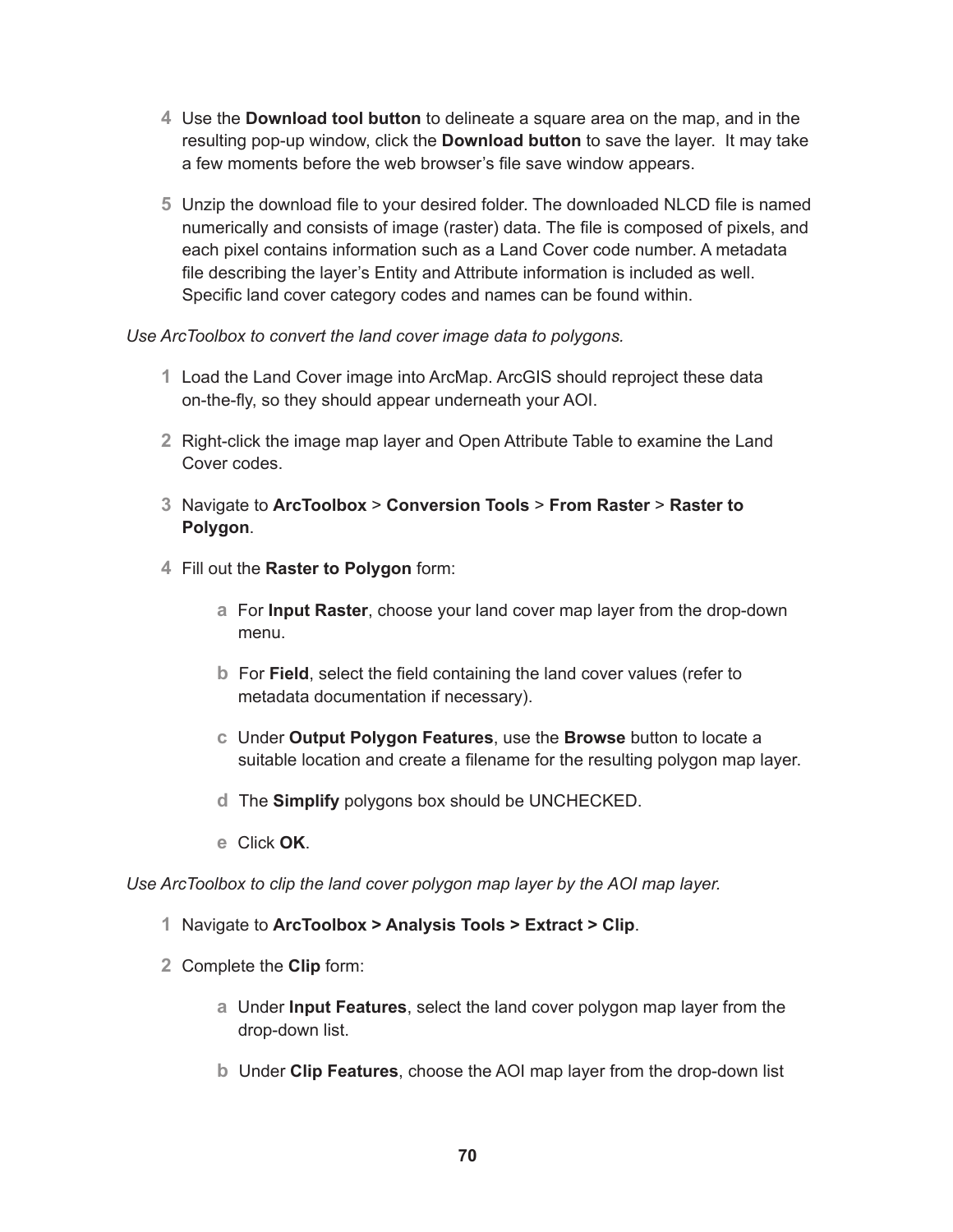4. Use the **Download tool button** to delineate a square area on the map, and in the resulting pop-up window, click the **Download button** to save the layer.  It may take a few moments before the web browser's file save window appears.

5. Unzip the download file to your desired folder. The downloaded NLCD file is named numerically and consists of image (raster) data. The file is composed of pixels, and each pixel contains information such as a Land Cover code number. A metadata file describing the layer's Entity and Attribute information is included as well. Specific land cover category codes and names can be found within.

*Use ArcToolbox to convert the land cover image data to polygons.*

1. Load the Land Cover image into ArcMap. ArcGIS should reproject these data on-the-fly, so they should appear underneath your AOI.

2. Right-click the image map layer and Open Attribute Table to examine the Land Cover codes.

3. Navigate to **ArcToolbox** > **Conversion Tools** > **From Raster** > **Raster to Polygon**.

4. Fill out the **Raster to Polygon** form:

    a. For **Input Raster**, choose your land cover map layer from the drop-down menu.

    b. For **Field**, select the field containing the land cover values (refer to metadata documentation if necessary).

    c. Under **Output Polygon Features**, use the **Browse** button to locate a suitable location and create a filename for the resulting polygon map layer.

    d. The **Simplify** polygons box should be UNCHECKED.

    e. Click **OK**.

*Use ArcToolbox to clip the land cover polygon map layer by the AOI map layer.*

1. Navigate to **ArcToolbox > Analysis Tools > Extract > Clip**.

2. Complete the **Clip** form:

    a. Under **Input Features**, select the land cover polygon map layer from the drop-down list.

    b. Under **Clip Features**, choose the AOI map layer from the drop-down list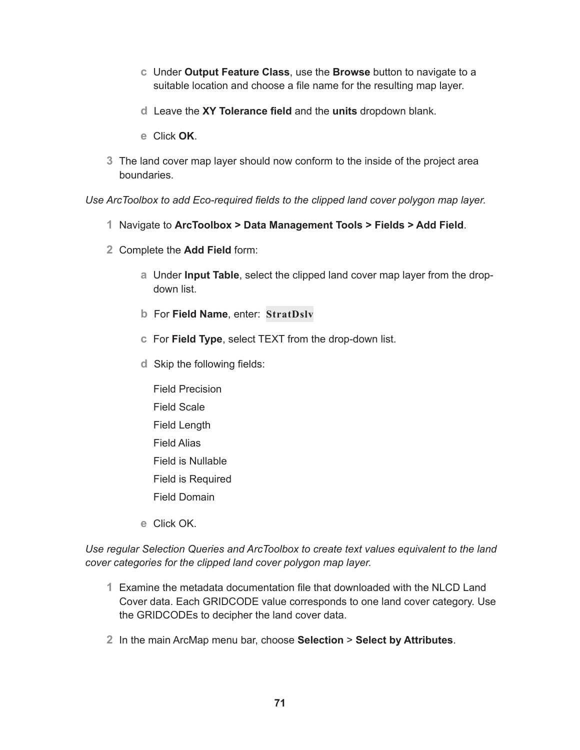c. Under **Output Feature Class**, use the **Browse** button to navigate to a suitable location and choose a file name for the resulting map layer.

d. Leave the **XY Tolerance field** and the **units** dropdown blank.

e. Click **OK**.

3. The land cover map layer should now conform to the inside of the project area boundaries.

*Use ArcToolbox to add Eco-required fields to the clipped land cover polygon map layer.*

1. Navigate to **ArcToolbox > Data Management Tools > Fields > Add Field**.
2. Complete the **Add Field** form:

   a. Under **Input Table**, select the clipped land cover map layer from the drop-down list.

   b. For **Field Name**, enter: `StratDslv`

   c. For **Field Type**, select TEXT from the drop-down list.

   d. Skip the following fields:

      Field Precision
      Field Scale
      Field Length
      Field Alias
      Field is Nullable
      Field is Required
      Field Domain

   e. Click OK.

*Use regular Selection Queries and ArcToolbox to create text values equivalent to the land cover categories for the clipped land cover polygon map layer.*

1. Examine the metadata documentation file that downloaded with the NLCD Land Cover data. Each GRIDCODE value corresponds to one land cover category. Use the GRIDCODEs to decipher the land cover data.
2. In the main ArcMap menu bar, choose **Selection** > **Select by Attributes**.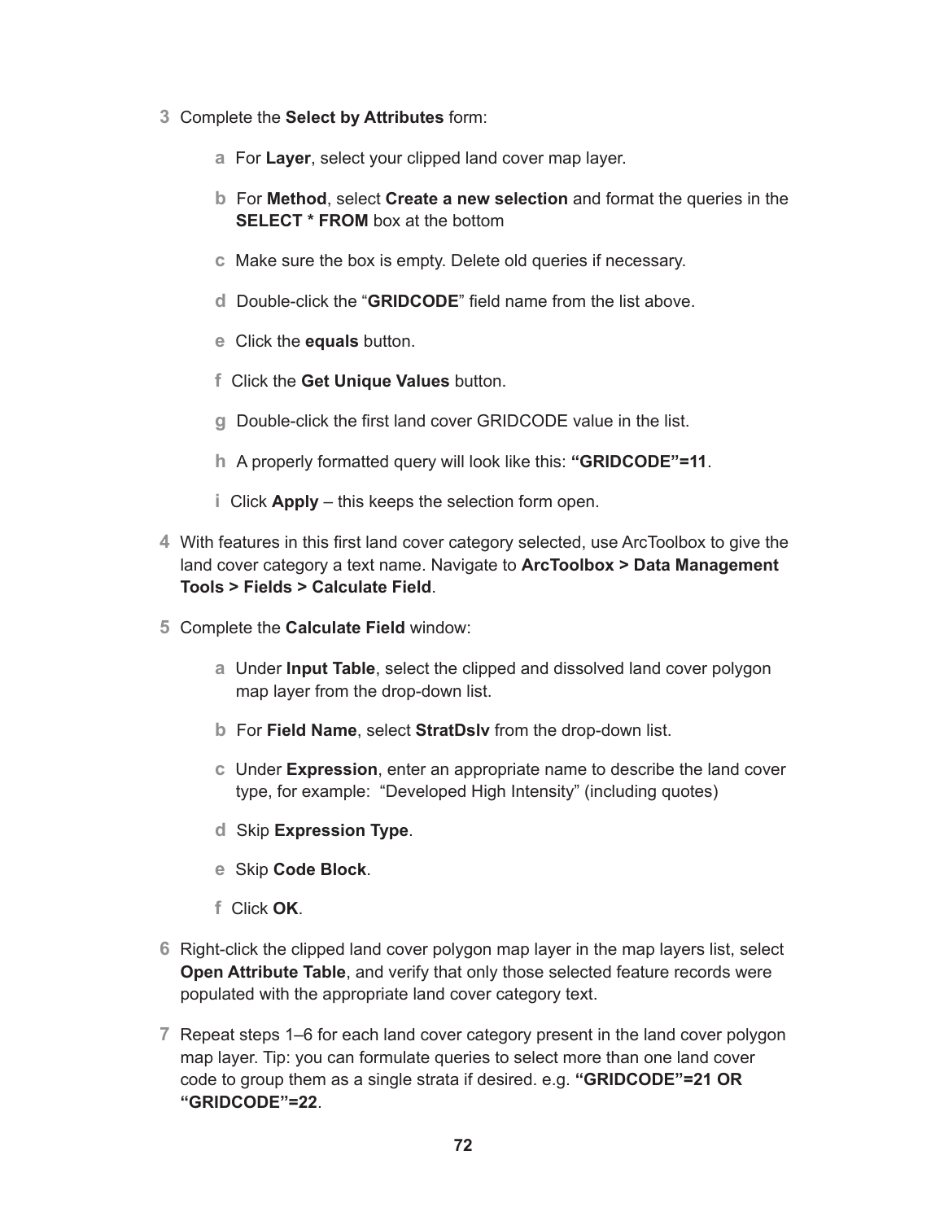3. Complete the **Select by Attributes** form:

   a. For **Layer**, select your clipped land cover map layer.

   b. For **Method**, select **Create a new selection** and format the queries in the **SELECT * FROM** box at the bottom

   c. Make sure the box is empty. Delete old queries if necessary.

   d. Double-click the "**GRIDCODE**" field name from the list above.

   e. Click the **equals** button.

   f. Click the **Get Unique Values** button.

   g. Double-click the first land cover GRIDCODE value in the list.

   h. A properly formatted query will look like this: **"GRIDCODE"=11**.

   i. Click **Apply** – this keeps the selection form open.

4. With features in this first land cover category selected, use ArcToolbox to give the land cover category a text name. Navigate to **ArcToolbox > Data Management Tools > Fields > Calculate Field**.

5. Complete the **Calculate Field** window:

   a. Under **Input Table**, select the clipped and dissolved land cover polygon map layer from the drop-down list.

   b. For **Field Name**, select **StratDslv** from the drop-down list.

   c. Under **Expression**, enter an appropriate name to describe the land cover type, for example: "Developed High Intensity" (including quotes)

   d. Skip **Expression Type**.

   e. Skip **Code Block**.

   f. Click **OK**.

6. Right-click the clipped land cover polygon map layer in the map layers list, select **Open Attribute Table**, and verify that only those selected feature records were populated with the appropriate land cover category text.

7. Repeat steps 1–6 for each land cover category present in the land cover polygon map layer. Tip: you can formulate queries to select more than one land cover code to group them as a single strata if desired. e.g. **"GRIDCODE"=21 OR "GRIDCODE"=22**.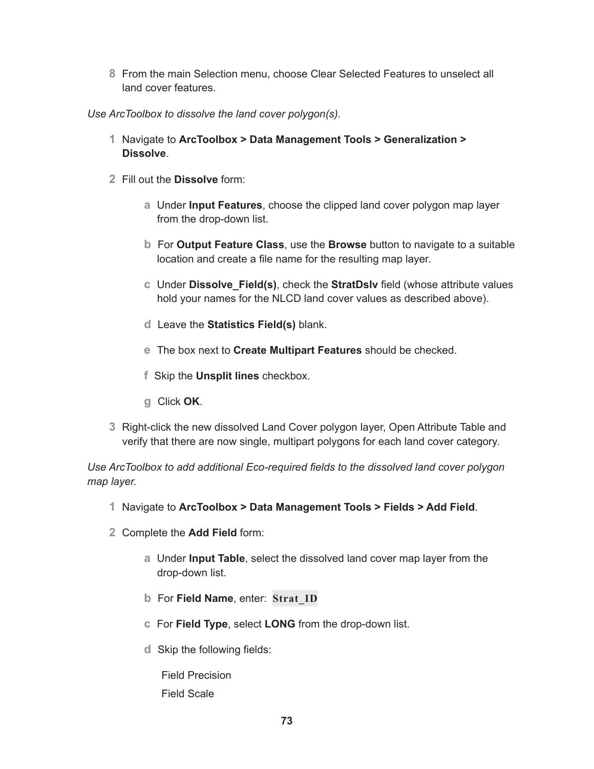8 From the main Selection menu, choose Clear Selected Features to unselect all land cover features.

*Use ArcToolbox to dissolve the land cover polygon(s).*

1 Navigate to **ArcToolbox > Data Management Tools > Generalization > Dissolve**.

2 Fill out the **Dissolve** form:

  a Under **Input Features**, choose the clipped land cover polygon map layer from the drop-down list.

  b For **Output Feature Class**, use the **Browse** button to navigate to a suitable location and create a file name for the resulting map layer.

  c Under **Dissolve_Field(s)**, check the **StratDslv** field (whose attribute values hold your names for the NLCD land cover values as described above).

  d Leave the **Statistics Field(s)** blank.

  e The box next to **Create Multipart Features** should be checked.

  f Skip the **Unsplit lines** checkbox.

  g Click **OK**.

3 Right-click the new dissolved Land Cover polygon layer, Open Attribute Table and verify that there are now single, multipart polygons for each land cover category.

*Use ArcToolbox to add additional Eco-required fields to the dissolved land cover polygon map layer.*

1 Navigate to **ArcToolbox > Data Management Tools > Fields > Add Field**.

2 Complete the **Add Field** form:

  a Under **Input Table**, select the dissolved land cover map layer from the drop-down list.

  b For **Field Name**, enter: `Strat_ID`

  c For **Field Type**, select **LONG** from the drop-down list.

  d Skip the following fields:

   Field Precision

   Field Scale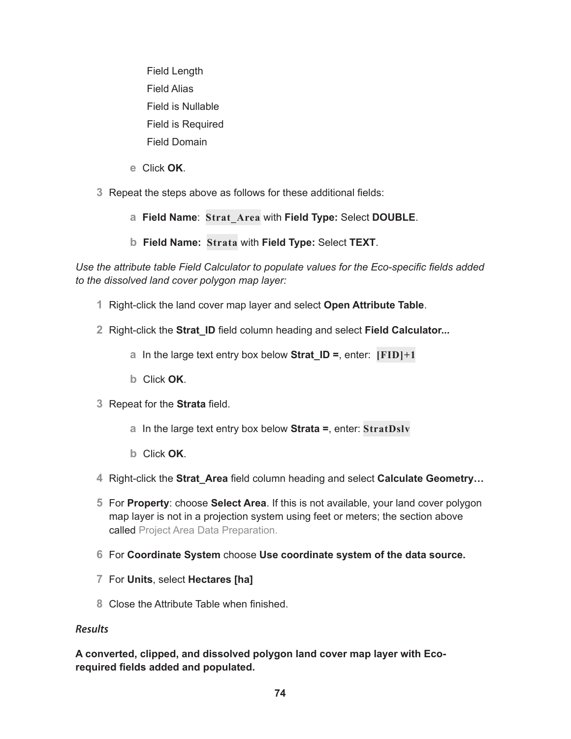Field Length

Field Alias

Field is Nullable

Field is Required

Field Domain

e. Click **OK**.

3. Repeat the steps above as follows for these additional fields:

   a. **Field Name**: `Strat_Area` with **Field Type:** Select **DOUBLE**.

   b. **Field Name:** `Strata` with **Field Type:** Select **TEXT**.

*Use the attribute table Field Calculator to populate values for the Eco-specific fields added to the dissolved land cover polygon map layer:*

1. Right-click the land cover map layer and select **Open Attribute Table**.

2. Right-click the **Strat_ID** field column heading and select **Field Calculator...**

   a. In the large text entry box below **Strat_ID =**, enter: `[FID]+1`

   b. Click **OK**.

3. Repeat for the **Strata** field.

   a. In the large text entry box below **Strata =**, enter: `StratDslv`

   b. Click **OK**.

4. Right-click the **Strat_Area** field column heading and select **Calculate Geometry…**

5. For **Property**: choose **Select Area**. If this is not available, your land cover polygon map layer is not in a projection system using feet or meters; the section above called Project Area Data Preparation.

6. For **Coordinate System** choose **Use coordinate system of the data source.**

7. For **Units**, select **Hectares [ha]**

8. Close the Attribute Table when finished.

*Results*

**A converted, clipped, and dissolved polygon land cover map layer with Eco-required fields added and populated.**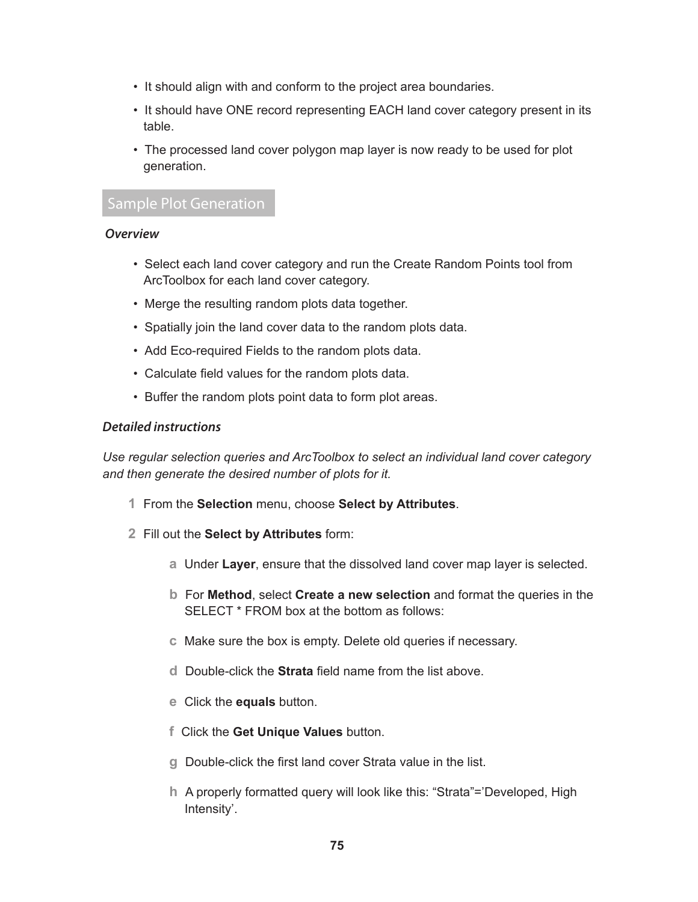- It should align with and conform to the project area boundaries.
- It should have ONE record representing EACH land cover category present in its table.
- The processed land cover polygon map layer is now ready to be used for plot generation.

## Sample Plot Generation

***Overview***

- Select each land cover category and run the Create Random Points tool from ArcToolbox for each land cover category.
- Merge the resulting random plots data together.
- Spatially join the land cover data to the random plots data.
- Add Eco-required Fields to the random plots data.
- Calculate field values for the random plots data.
- Buffer the random plots point data to form plot areas.

***Detailed instructions***

*Use regular selection queries and ArcToolbox to select an individual land cover category and then generate the desired number of plots for it.*

1. From the **Selection** menu, choose **Select by Attributes**.
2. Fill out the **Select by Attributes** form:
   a. Under **Layer**, ensure that the dissolved land cover map layer is selected.
   b. For **Method**, select **Create a new selection** and format the queries in the SELECT * FROM box at the bottom as follows:
   c. Make sure the box is empty. Delete old queries if necessary.
   d. Double-click the **Strata** field name from the list above.
   e. Click the **equals** button.
   f. Click the **Get Unique Values** button.
   g. Double-click the first land cover Strata value in the list.
   h. A properly formatted query will look like this: “Strata”=’Developed, High Intensity’.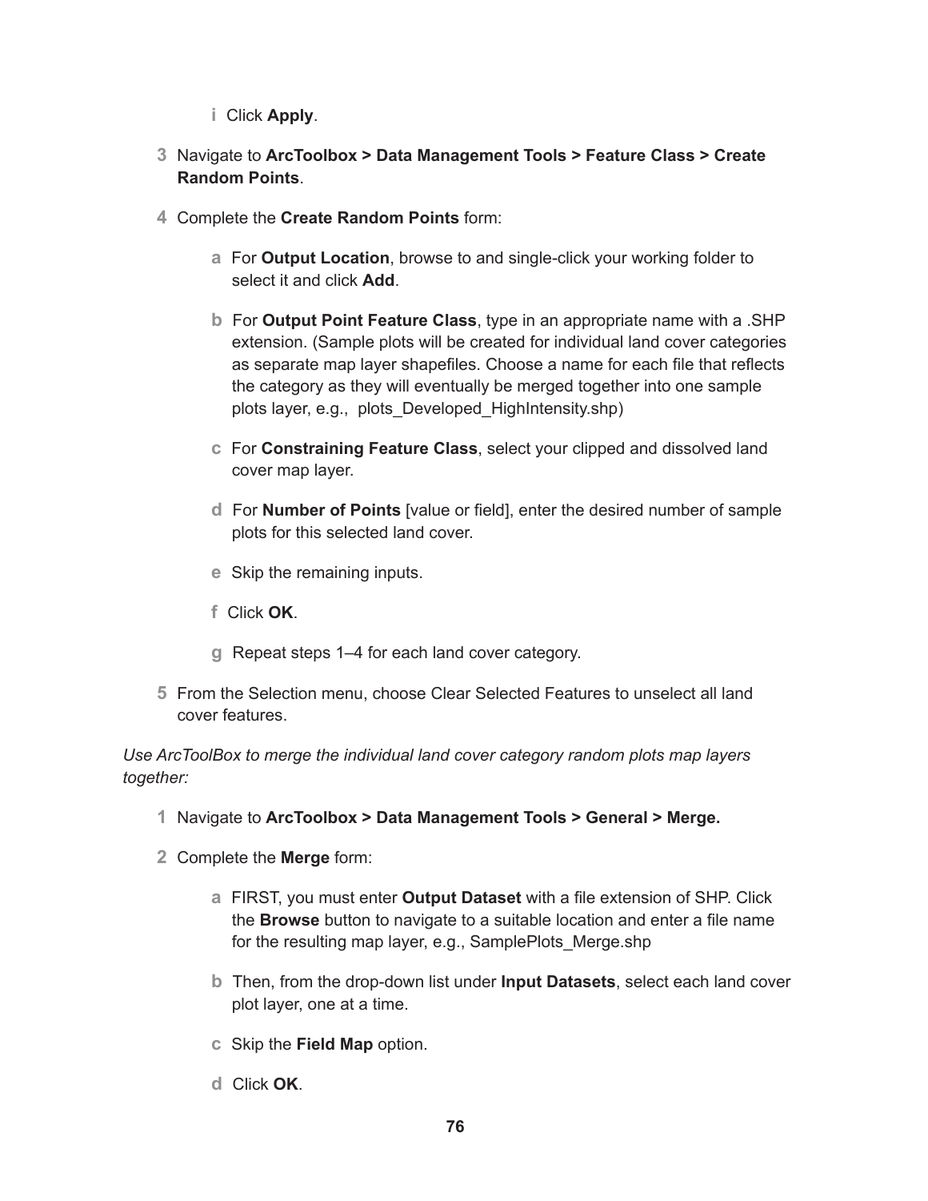i Click **Apply**.

3 Navigate to **ArcToolbox > Data Management Tools > Feature Class > Create Random Points**.

4 Complete the **Create Random Points** form:

a For **Output Location**, browse to and single-click your working folder to select it and click **Add**.

b For **Output Point Feature Class**, type in an appropriate name with a .SHP extension. (Sample plots will be created for individual land cover categories as separate map layer shapefiles. Choose a name for each file that reflects the category as they will eventually be merged together into one sample plots layer, e.g., plots_Developed_HighIntensity.shp)

c For **Constraining Feature Class**, select your clipped and dissolved land cover map layer.

d For **Number of Points** [value or field], enter the desired number of sample plots for this selected land cover.

e Skip the remaining inputs.

f Click **OK**.

g Repeat steps 1–4 for each land cover category.

5 From the Selection menu, choose Clear Selected Features to unselect all land cover features.

*Use ArcToolBox to merge the individual land cover category random plots map layers together:*

1 Navigate to **ArcToolbox > Data Management Tools > General > Merge.**

2 Complete the **Merge** form:

a FIRST, you must enter **Output Dataset** with a file extension of SHP. Click the **Browse** button to navigate to a suitable location and enter a file name for the resulting map layer, e.g., SamplePlots_Merge.shp

b Then, from the drop-down list under **Input Datasets**, select each land cover plot layer, one at a time.

c Skip the **Field Map** option.

d Click **OK**.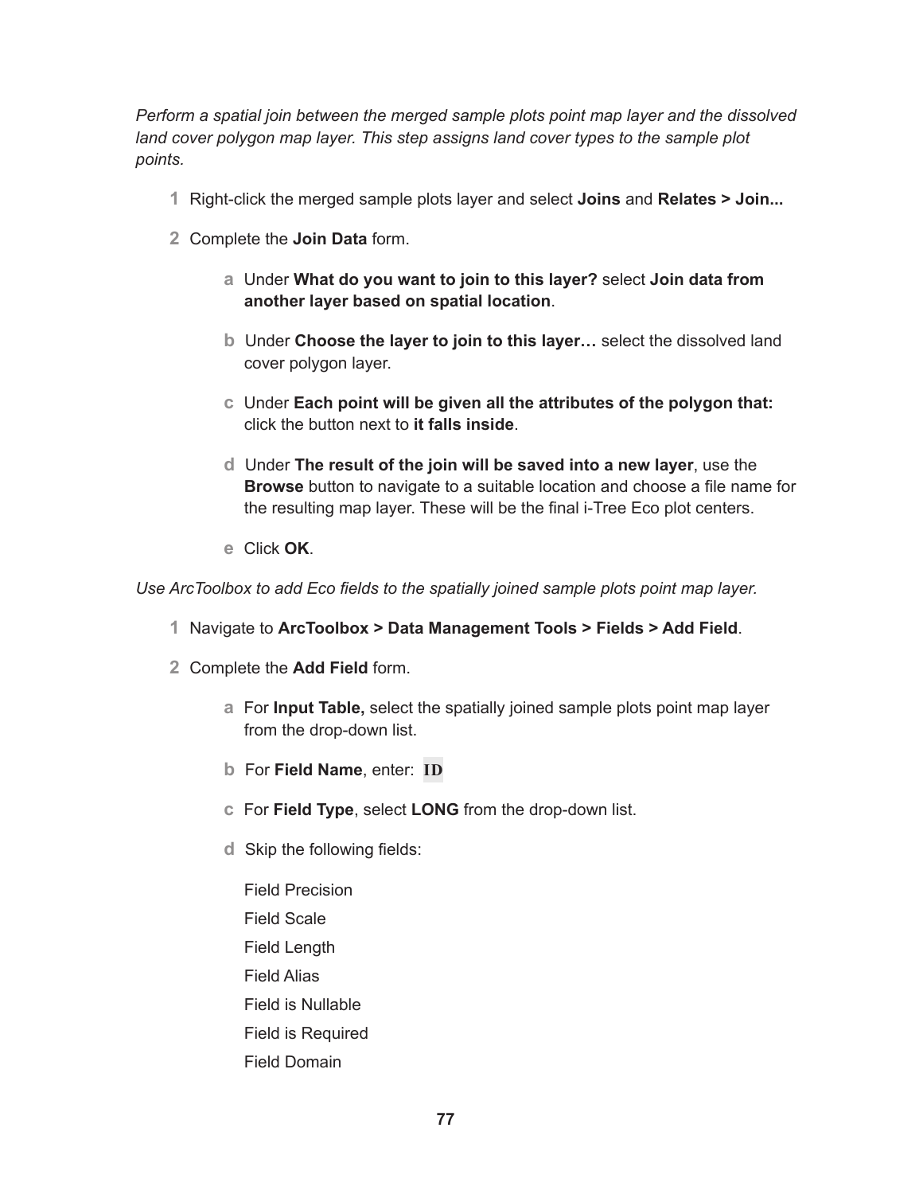*Perform a spatial join between the merged sample plots point map layer and the dissolved land cover polygon map layer. This step assigns land cover types to the sample plot points.*

1. Right-click the merged sample plots layer and select **Joins** and **Relates > Join...**
2. Complete the **Join Data** form.
   - a Under **What do you want to join to this layer?** select **Join data from another layer based on spatial location**.
   - b Under **Choose the layer to join to this layer…** select the dissolved land cover polygon layer.
   - c Under **Each point will be given all the attributes of the polygon that:** click the button next to **it falls inside**.
   - d Under **The result of the join will be saved into a new layer**, use the **Browse** button to navigate to a suitable location and choose a file name for the resulting map layer. These will be the final i-Tree Eco plot centers.
   - e Click **OK**.

*Use ArcToolbox to add Eco fields to the spatially joined sample plots point map layer.*

1. Navigate to **ArcToolbox > Data Management Tools > Fields > Add Field**.
2. Complete the **Add Field** form.
   - a For **Input Table,** select the spatially joined sample plots point map layer from the drop-down list.
   - b For **Field Name**, enter: `ID`
   - c For **Field Type**, select **LONG** from the drop-down list.
   - d Skip the following fields:

     Field Precision

     Field Scale

     Field Length

     Field Alias

     Field is Nullable

     Field is Required

     Field Domain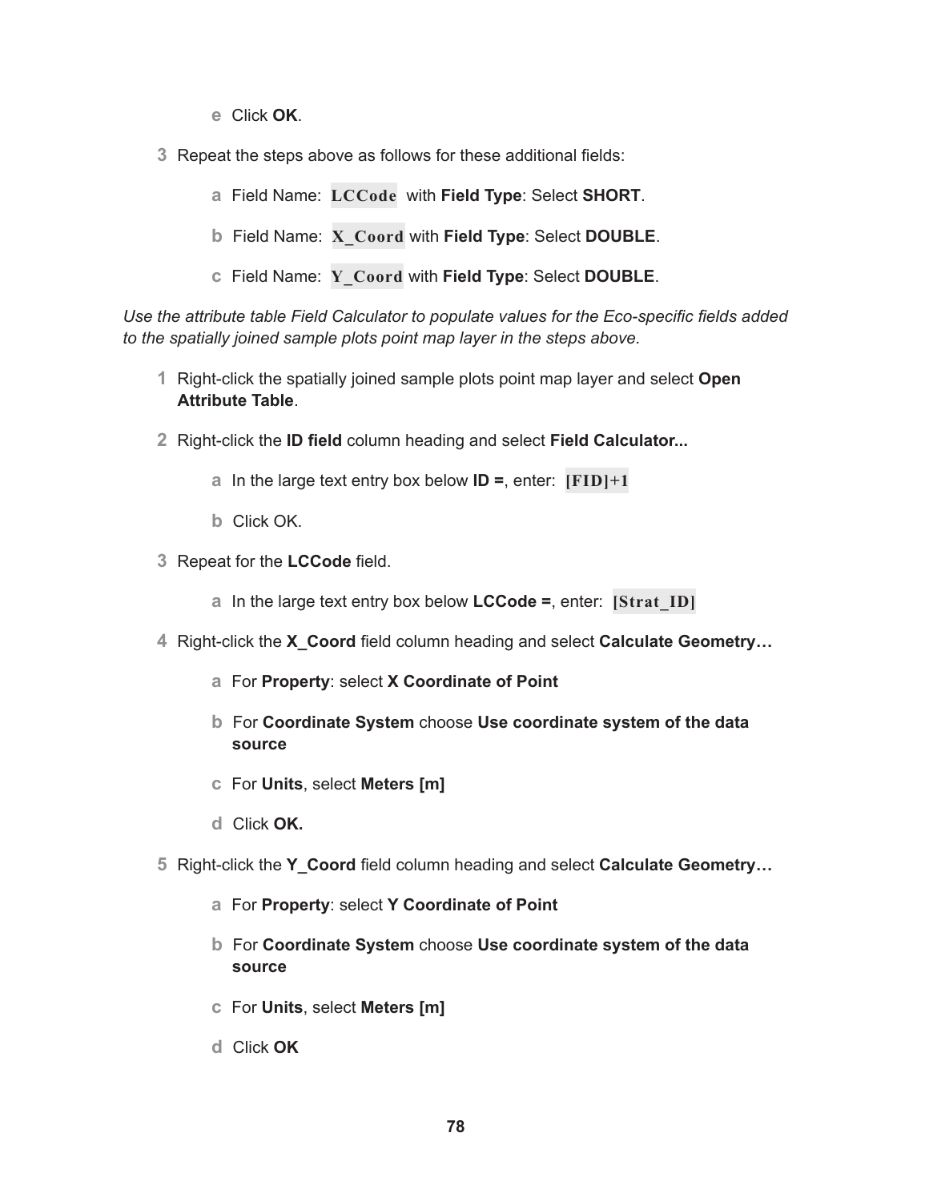e Click **OK**.

3 Repeat the steps above as follows for these additional fields:

   a Field Name: `LCCode` with **Field Type**: Select **SHORT**.

   b Field Name: `X_Coord` with **Field Type**: Select **DOUBLE**.

   c Field Name: `Y_Coord` with **Field Type**: Select **DOUBLE**.

*Use the attribute table Field Calculator to populate values for the Eco-specific fields added to the spatially joined sample plots point map layer in the steps above.*

1 Right-click the spatially joined sample plots point map layer and select **Open Attribute Table**.

2 Right-click the **ID field** column heading and select **Field Calculator...**

   a In the large text entry box below **ID =**, enter: `[FID]+1`

   b Click OK.

3 Repeat for the **LCCode** field.

   a In the large text entry box below **LCCode =**, enter: `[Strat_ID]`

4 Right-click the **X_Coord** field column heading and select **Calculate Geometry…**

   a For **Property**: select **X Coordinate of Point**

   b For **Coordinate System** choose **Use coordinate system of the data source**

   c For **Units**, select **Meters [m]**

   d Click **OK.**

5 Right-click the **Y_Coord** field column heading and select **Calculate Geometry…**

   a For **Property**: select **Y Coordinate of Point**

   b For **Coordinate System** choose **Use coordinate system of the data source**

   c For **Units**, select **Meters [m]**

   d Click **OK**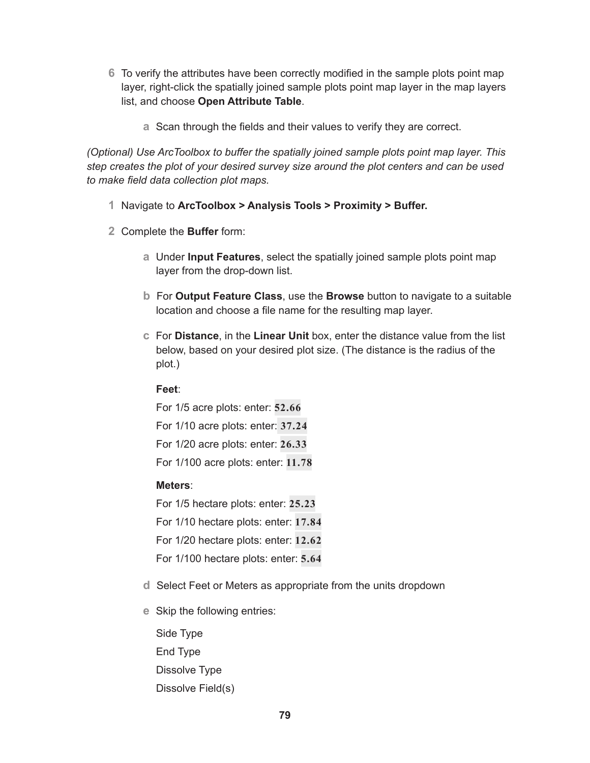6. To verify the attributes have been correctly modified in the sample plots point map layer, right-click the spatially joined sample plots point map layer in the map layers list, and choose **Open Attribute Table**.

   a. Scan through the fields and their values to verify they are correct.

*(Optional) Use ArcToolbox to buffer the spatially joined sample plots point map layer. This step creates the plot of your desired survey size around the plot centers and can be used to make field data collection plot maps.*

1. Navigate to **ArcToolbox > Analysis Tools > Proximity > Buffer.**

2. Complete the **Buffer** form:

   a. Under **Input Features**, select the spatially joined sample plots point map layer from the drop-down list.

   b. For **Output Feature Class**, use the **Browse** button to navigate to a suitable location and choose a file name for the resulting map layer.

   c. For **Distance**, in the **Linear Unit** box, enter the distance value from the list below, based on your desired plot size. (The distance is the radius of the plot.)

      **Feet**:

      For 1/5 acre plots: enter: **52.66**

      For 1/10 acre plots: enter: **37.24**

      For 1/20 acre plots: enter: **26.33**

      For 1/100 acre plots: enter: **11.78**

      **Meters**:

      For 1/5 hectare plots: enter: **25.23**

      For 1/10 hectare plots: enter: **17.84**

      For 1/20 hectare plots: enter: **12.62**

      For 1/100 hectare plots: enter: **5.64**

   d. Select Feet or Meters as appropriate from the units dropdown

   e. Skip the following entries:

      Side Type

      End Type

      Dissolve Type

      Dissolve Field(s)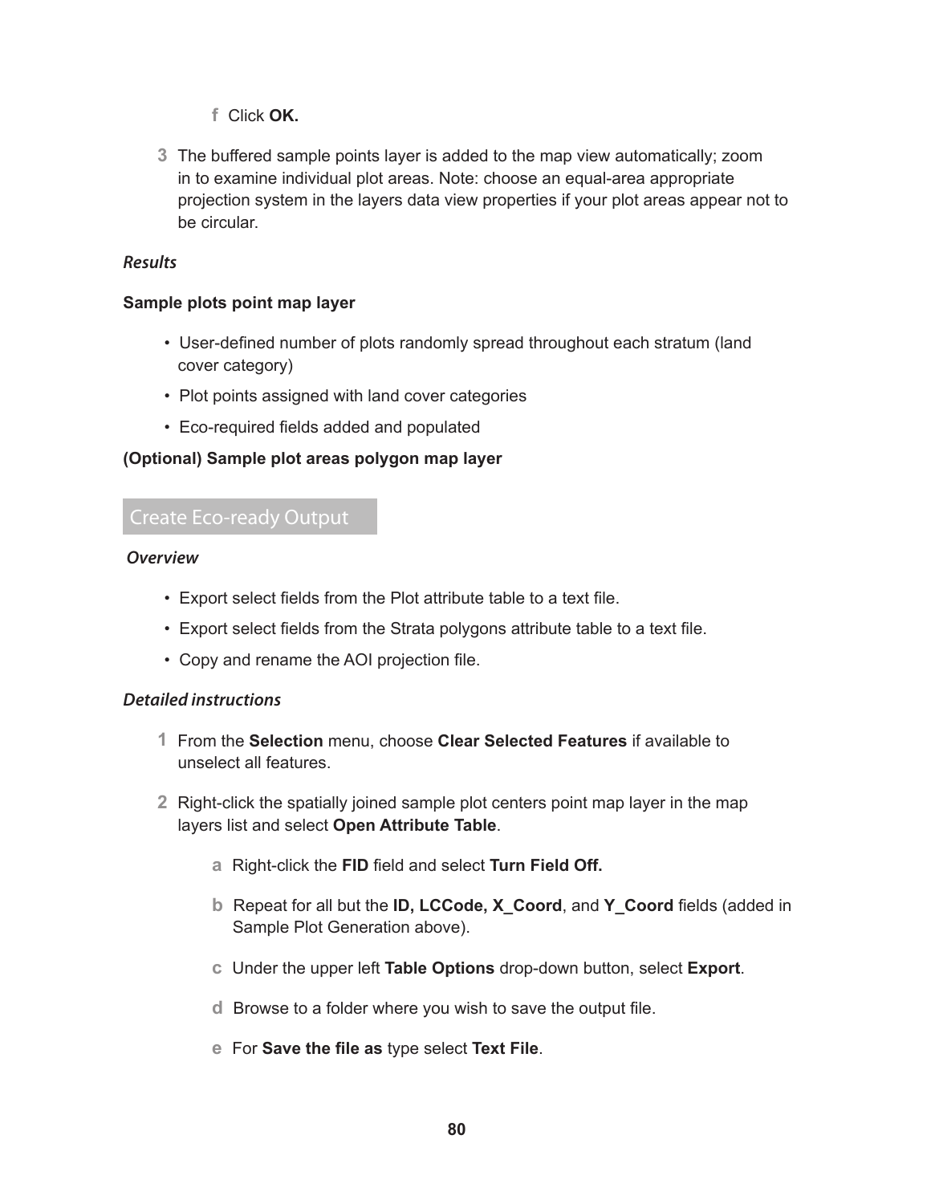f. Click **OK.**

3. The buffered sample points layer is added to the map view automatically; zoom in to examine individual plot areas. Note: choose an equal-area appropriate projection system in the layers data view properties if your plot areas appear not to be circular.

### *Results*

**Sample plots point map layer**

- User-defined number of plots randomly spread throughout each stratum (land cover category)
- Plot points assigned with land cover categories
- Eco-required fields added and populated

**(Optional) Sample plot areas polygon map layer**

## Create Eco-ready Output

### *Overview*

- Export select fields from the Plot attribute table to a text file.
- Export select fields from the Strata polygons attribute table to a text file.
- Copy and rename the AOI projection file.

### *Detailed instructions*

1. From the **Selection** menu, choose **Clear Selected Features** if available to unselect all features.

2. Right-click the spatially joined sample plot centers point map layer in the map layers list and select **Open Attribute Table**.

   a. Right-click the **FID** field and select **Turn Field Off.**

   b. Repeat for all but the **ID, LCCode, X_Coord**, and **Y_Coord** fields (added in Sample Plot Generation above).

   c. Under the upper left **Table Options** drop-down button, select **Export**.

   d. Browse to a folder where you wish to save the output file.

   e. For **Save the file as** type select **Text File**.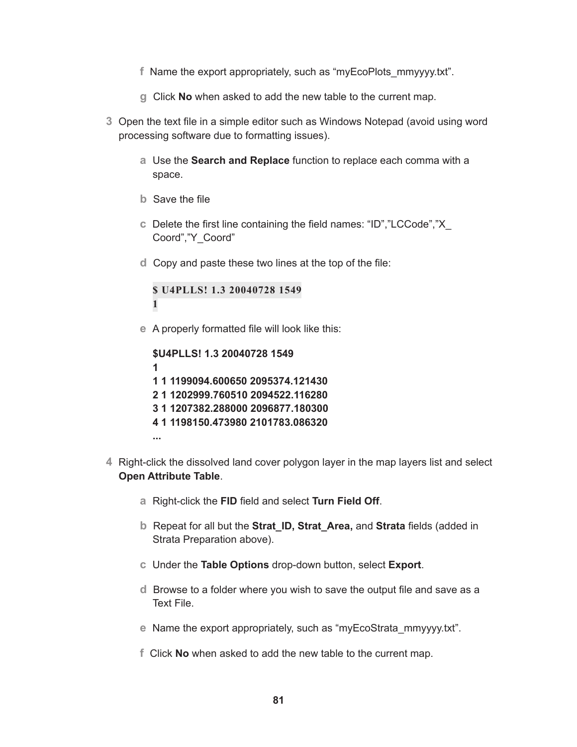f  Name the export appropriately, such as “myEcoPlots_mmyyyy.txt”.

g  Click **No** when asked to add the new table to the current map.

3  Open the text file in a simple editor such as Windows Notepad (avoid using word processing software due to formatting issues).

a  Use the **Search and Replace** function to replace each comma with a space.

b  Save the file

c  Delete the first line containing the field names: “ID”,”LCCode”,”X_Coord”,”Y_Coord”

d  Copy and paste these two lines at the top of the file:

```
$ U4PLLS! 1.3 20040728 1549
1
```

e  A properly formatted file will look like this:

```
$U4PLLS! 1.3 20040728 1549
1
1 1 1199094.600650 2095374.121430
2 1 1202999.760510 2094522.116280
3 1 1207382.288000 2096877.180300
4 1 1198150.473980 2101783.086320
...
```

4  Right-click the dissolved land cover polygon layer in the map layers list and select **Open Attribute Table**.

a  Right-click the **FID** field and select **Turn Field Off**.

b  Repeat for all but the **Strat_ID, Strat_Area,** and **Strata** fields (added in Strata Preparation above).

c  Under the **Table Options** drop-down button, select **Export**.

d  Browse to a folder where you wish to save the output file and save as a Text File.

e  Name the export appropriately, such as “myEcoStrata_mmyyyy.txt”.

f  Click **No** when asked to add the new table to the current map.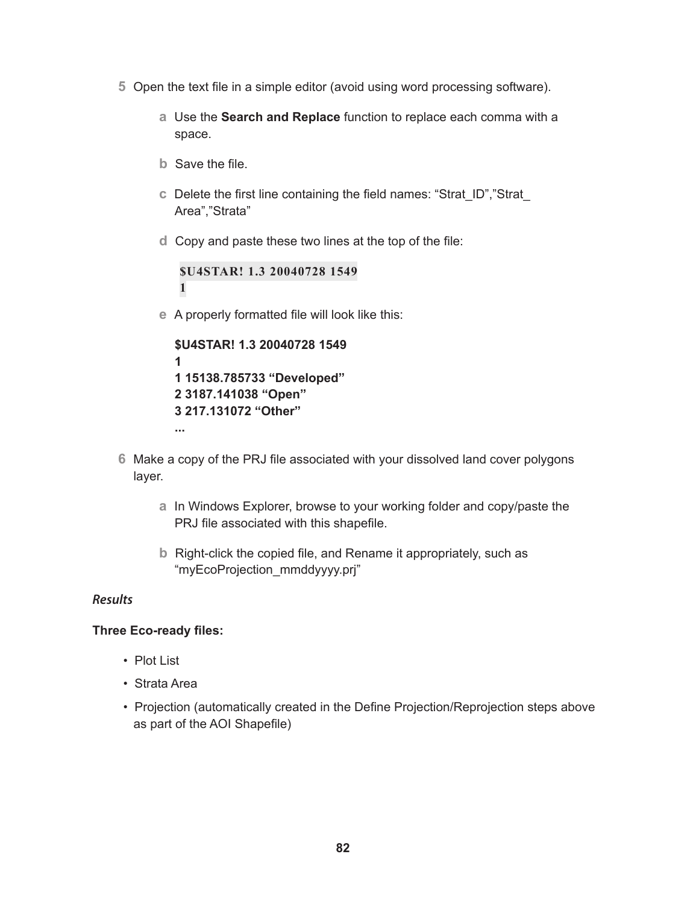5. Open the text file in a simple editor (avoid using word processing software).

   a. Use the **Search and Replace** function to replace each comma with a space.

   b. Save the file.

   c. Delete the first line containing the field names: "Strat_ID","Strat_Area","Strata"

   d. Copy and paste these two lines at the top of the file:

   ```
   $U4STAR! 1.3 20040728 1549
   1
   ```

   e. A properly formatted file will look like this:

   **$U4STAR! 1.3 20040728 1549**
   **1**
   **1 15138.785733 "Developed"**
   **2 3187.141038 "Open"**
   **3 217.131072 "Other"**
   **...**

6. Make a copy of the PRJ file associated with your dissolved land cover polygons layer.

   a. In Windows Explorer, browse to your working folder and copy/paste the PRJ file associated with this shapefile.

   b. Right-click the copied file, and Rename it appropriately, such as "myEcoProjection_mmddyyyy.prj"

*Results*

**Three Eco-ready files:**

- Plot List
- Strata Area
- Projection (automatically created in the Define Projection/Reprojection steps above as part of the AOI Shapefile)